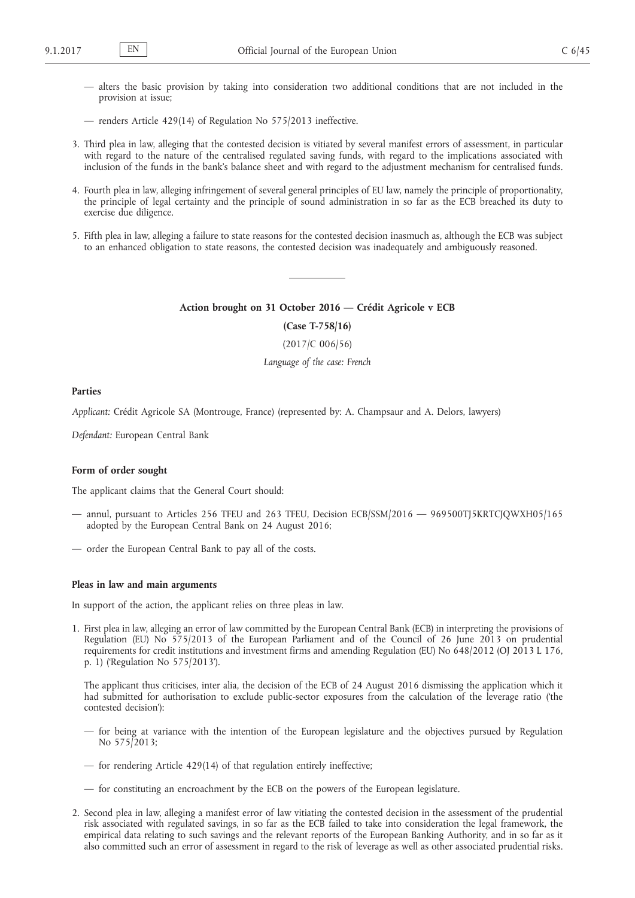— alters the basic provision by taking into consideration two additional conditions that are not included in the provision at issue;

— renders Article 429(14) of Regulation No 575/2013 ineffective.

3. Third plea in law, alleging that the contested decision is vitiated by several manifest errors of assessment, in particular with regard to the nature of the centralised regulated saving funds, with regard to the implications associated with inclusion of the funds in the bank's balance sheet and with regard to the adjustment mechanism for centralised funds.

4. Fourth plea in law, alleging infringement of several general principles of EU law, namely the principle of proportionality, the principle of legal certainty and the principle of sound administration in so far as the ECB breached its duty to exercise due diligence.

5. Fifth plea in law, alleging a failure to state reasons for the contested decision inasmuch as, although the ECB was subject to an enhanced obligation to state reasons, the contested decision was inadequately and ambiguously reasoned.

---

## Action brought on 31 October 2016 — Crédit Agricole v ECB

**(Case T-758/16)**

(2017/C 006/56)

*Language of the case: French*

### Parties

*Applicant:* Crédit Agricole SA (Montrouge, France) (represented by: A. Champsaur and A. Delors, lawyers)

*Defendant:* European Central Bank

### Form of order sought

The applicant claims that the General Court should:

— annul, pursuant to Articles 256 TFEU and 263 TFEU, Decision ECB/SSM/2016 — 969500TJ5KRTCJQWXH05/165 adopted by the European Central Bank on 24 August 2016;

— order the European Central Bank to pay all of the costs.

### Pleas in law and main arguments

In support of the action, the applicant relies on three pleas in law.

1. First plea in law, alleging an error of law committed by the European Central Bank (ECB) in interpreting the provisions of Regulation (EU) No 575/2013 of the European Parliament and of the Council of 26 June 2013 on prudential requirements for credit institutions and investment firms and amending Regulation (EU) No 648/2012 (OJ 2013 L 176, p. 1) ('Regulation No 575/2013').

   The applicant thus criticises, inter alia, the decision of the ECB of 24 August 2016 dismissing the application which it had submitted for authorisation to exclude public-sector exposures from the calculation of the leverage ratio ('the contested decision'):

   — for being at variance with the intention of the European legislature and the objectives pursued by Regulation No 575/2013;

   — for rendering Article 429(14) of that regulation entirely ineffective;

   — for constituting an encroachment by the ECB on the powers of the European legislature.

2. Second plea in law, alleging a manifest error of law vitiating the contested decision in the assessment of the prudential risk associated with regulated savings, in so far as the ECB failed to take into consideration the legal framework, the empirical data relating to such savings and the relevant reports of the European Banking Authority, and in so far as it also committed such an error of assessment in regard to the risk of leverage as well as other associated prudential risks.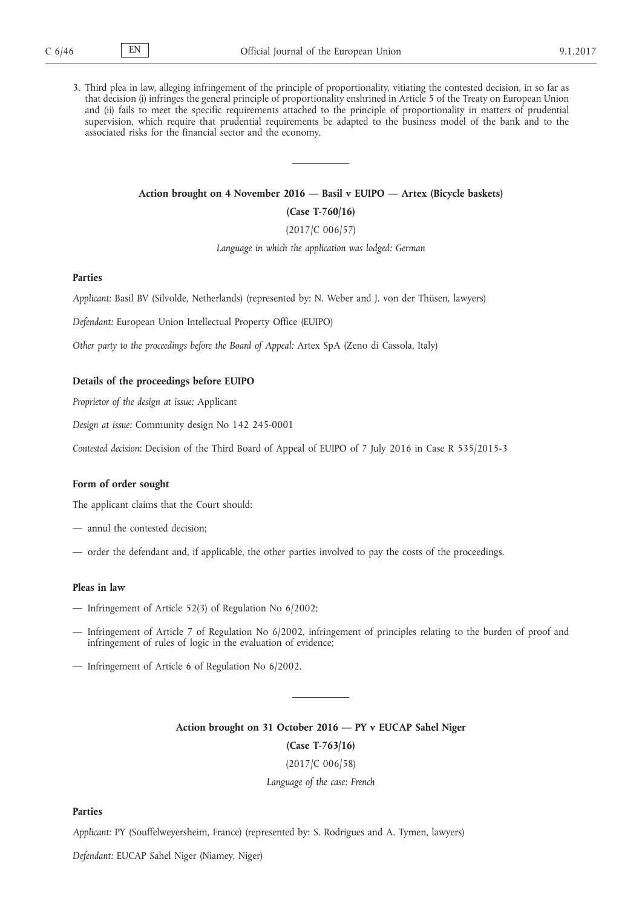3. Third plea in law, alleging infringement of the principle of proportionality, vitiating the contested decision, in so far as that decision (i) infringes the general principle of proportionality enshrined in Article 5 of the Treaty on European Union and (ii) fails to meet the specific requirements attached to the principle of proportionality in matters of prudential supervision, which require that prudential requirements be adapted to the business model of the bank and to the associated risks for the financial sector and the economy.

---

## Action brought on 4 November 2016 — Basil v EUIPO — Artex (Bicycle baskets)

**(Case T-760/16)**

(2017/C 006/57)

*Language in which the application was lodged: German*

### Parties

*Applicant:* Basil BV (Silvolde, Netherlands) (represented by: N. Weber and J. von der Thüsen, lawyers)

*Defendant:* European Union Intellectual Property Office (EUIPO)

*Other party to the proceedings before the Board of Appeal:* Artex SpA (Zeno di Cassola, Italy)

### Details of the proceedings before EUIPO

*Proprietor of the design at issue:* Applicant

*Design at issue:* Community design No 142 245-0001

*Contested decision:* Decision of the Third Board of Appeal of EUIPO of 7 July 2016 in Case R 535/2015-3

### Form of order sought

The applicant claims that the Court should:

— annul the contested decision;

— order the defendant and, if applicable, the other parties involved to pay the costs of the proceedings.

### Pleas in law

— Infringement of Article 52(3) of Regulation No 6/2002;

— Infringement of Article 7 of Regulation No 6/2002, infringement of principles relating to the burden of proof and infringement of rules of logic in the evaluation of evidence;

— Infringement of Article 6 of Regulation No 6/2002.

---

## Action brought on 31 October 2016 — PY v EUCAP Sahel Niger

**(Case T-763/16)**

(2017/C 006/58)

*Language of the case: French*

### Parties

*Applicant:* PY (Souffelweyersheim, France) (represented by: S. Rodrigues and A. Tymen, lawyers)

*Defendant:* EUCAP Sahel Niger (Niamey, Niger)